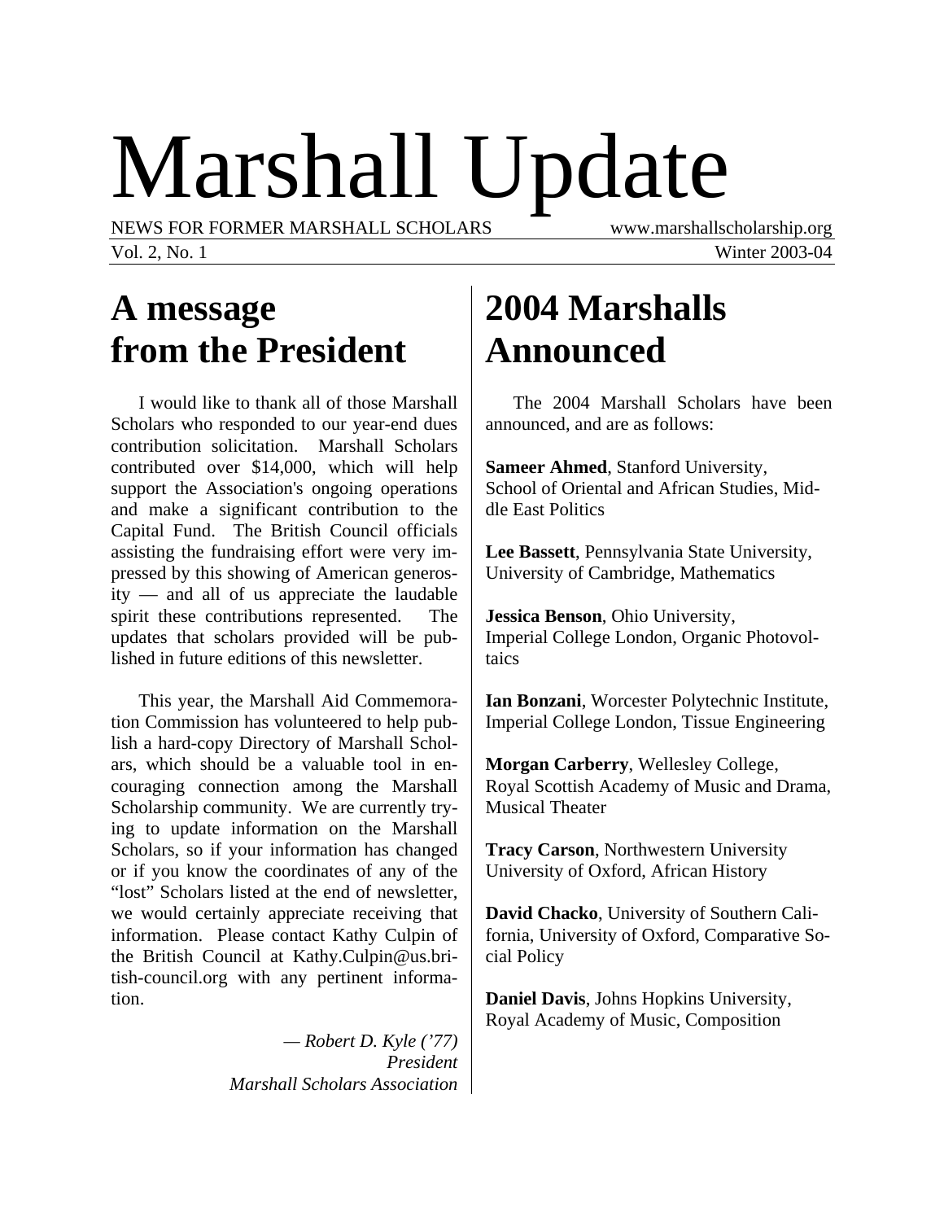# Marshall Update

NEWS FOR FORMER MARSHALL SCHOLARS www.marshallscholarship.org

Vol. 2, No. 1 Winter 2003-04

## A message from the President

I would like to thank all of those Marshall Scholars who responded to our year-end dues contribution solicitation. Marshall Scholars contributed over $14,000, which will help support the Association's ongoing operations and make a significant contribution to the Capital Fund. The British Council officials assisting the fundraising effort were very impressed by this showing of American generosity — and all of us appreciate the laudable spirit these contributions represented. The updates that scholars provided will be published in future editions of this newsletter.

This year, the Marshall Aid Commemoration Commission has volunteered to help publish a hard-copy Directory of Marshall Scholars, which should be a valuable tool in encouraging connection among the Marshall Scholarship community. We are currently trying to update information on the Marshall Scholars, so if your information has changed or if you know the coordinates of any of the "lost" Scholars listed at the end of newsletter, we would certainly appreciate receiving that information. Please contact Kathy Culpin of the British Council at Kathy.Culpin@us.british-council.org with any pertinent information.

*— Robert D. Kyle ('77)*
*President*
*Marshall Scholars Association*

## 2004 Marshalls Announced

The 2004 Marshall Scholars have been announced, and are as follows:

**Sameer Ahmed**, Stanford University, School of Oriental and African Studies, Middle East Politics

**Lee Bassett**, Pennsylvania State University, University of Cambridge, Mathematics

**Jessica Benson**, Ohio University, Imperial College London, Organic Photovoltaics

**Ian Bonzani**, Worcester Polytechnic Institute, Imperial College London, Tissue Engineering

**Morgan Carberry**, Wellesley College, Royal Scottish Academy of Music and Drama, Musical Theater

**Tracy Carson**, Northwestern University University of Oxford, African History

**David Chacko**, University of Southern California, University of Oxford, Comparative Social Policy

**Daniel Davis**, Johns Hopkins University, Royal Academy of Music, Composition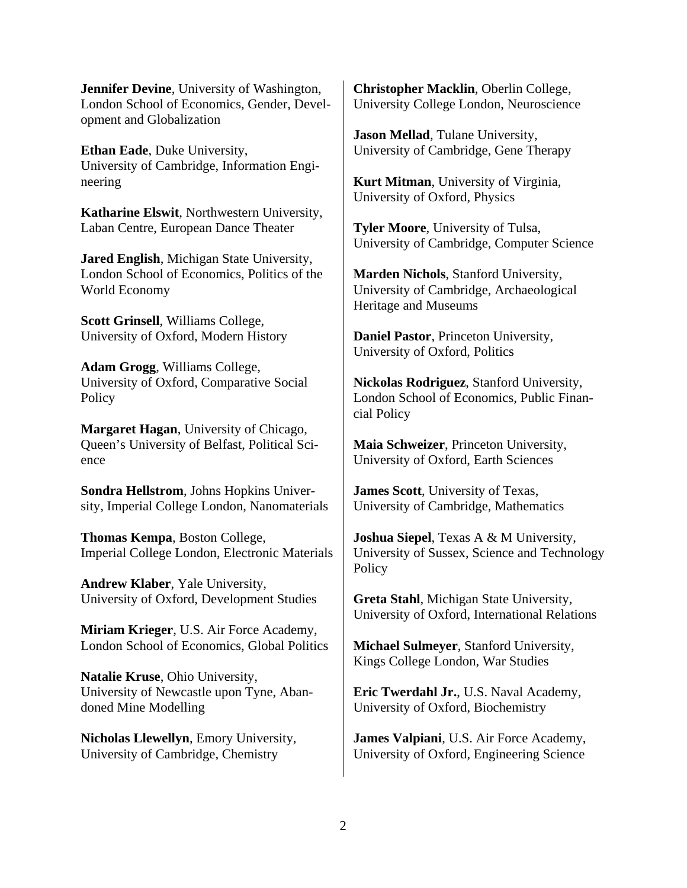**Jennifer Devine**, University of Washington, London School of Economics, Gender, Development and Globalization

**Ethan Eade**, Duke University, University of Cambridge, Information Engineering

**Katharine Elswit**, Northwestern University, Laban Centre, European Dance Theater

**Jared English**, Michigan State University, London School of Economics, Politics of the World Economy

**Scott Grinsell**, Williams College, University of Oxford, Modern History

**Adam Grogg**, Williams College, University of Oxford, Comparative Social Policy

**Margaret Hagan**, University of Chicago, Queen's University of Belfast, Political Science

**Sondra Hellstrom**, Johns Hopkins University, Imperial College London, Nanomaterials

**Thomas Kempa**, Boston College, Imperial College London, Electronic Materials

**Andrew Klaber**, Yale University, University of Oxford, Development Studies

**Miriam Krieger**, U.S. Air Force Academy, London School of Economics, Global Politics

**Natalie Kruse**, Ohio University, University of Newcastle upon Tyne, Abandoned Mine Modelling

**Nicholas Llewellyn**, Emory University, University of Cambridge, Chemistry

**Christopher Macklin**, Oberlin College, University College London, Neuroscience

**Jason Mellad**, Tulane University, University of Cambridge, Gene Therapy

**Kurt Mitman**, University of Virginia, University of Oxford, Physics

**Tyler Moore**, University of Tulsa, University of Cambridge, Computer Science

**Marden Nichols**, Stanford University, University of Cambridge, Archaeological Heritage and Museums

**Daniel Pastor**, Princeton University, University of Oxford, Politics

**Nickolas Rodriguez**, Stanford University, London School of Economics, Public Financial Policy

**Maia Schweizer**, Princeton University, University of Oxford, Earth Sciences

**James Scott**, University of Texas, University of Cambridge, Mathematics

**Joshua Siepel**, Texas A & M University, University of Sussex, Science and Technology Policy

**Greta Stahl**, Michigan State University, University of Oxford, International Relations

**Michael Sulmeyer**, Stanford University, Kings College London, War Studies

**Eric Twerdahl Jr.**, U.S. Naval Academy, University of Oxford, Biochemistry

**James Valpiani**, U.S. Air Force Academy, University of Oxford, Engineering Science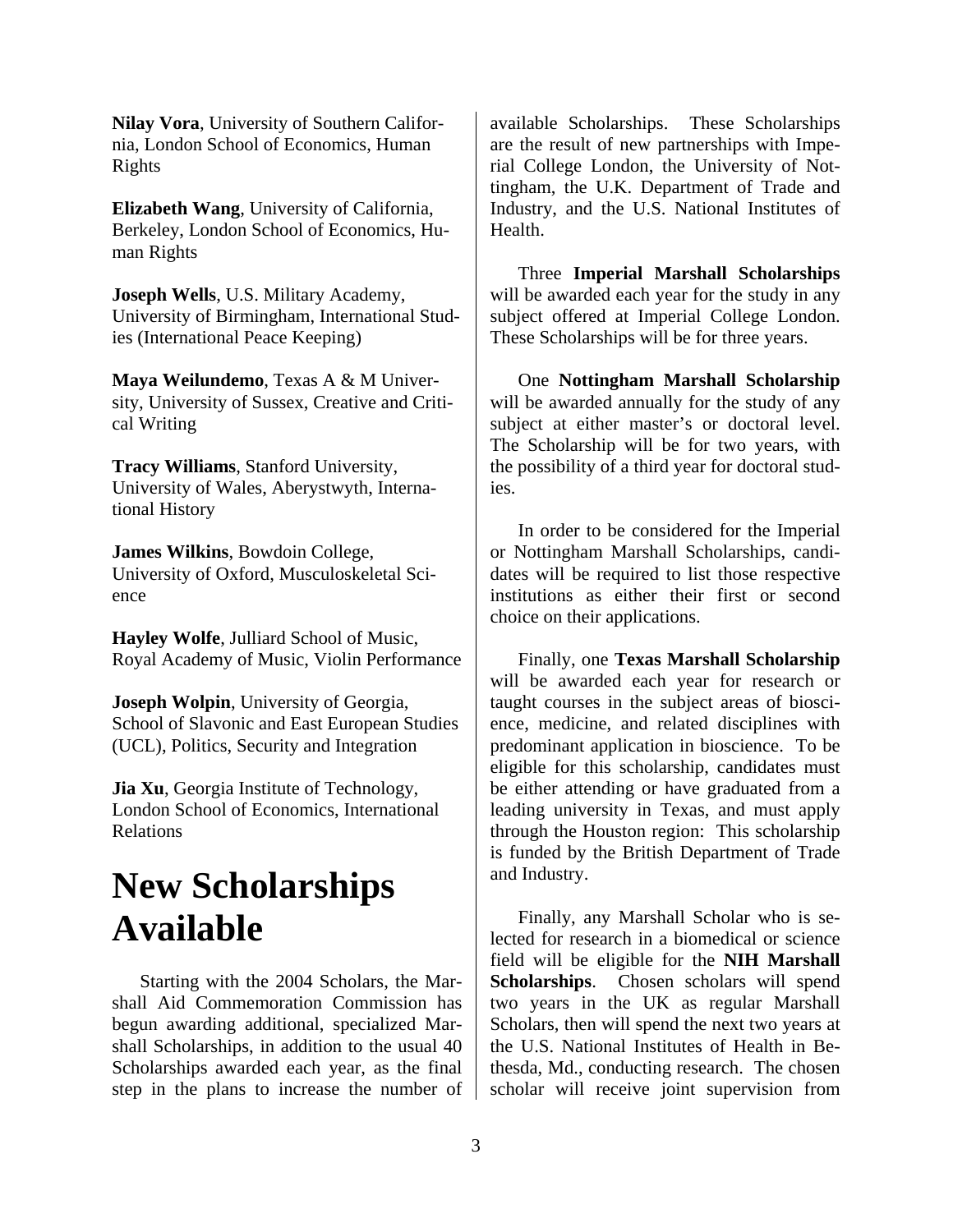**Nilay Vora**, University of Southern California, London School of Economics, Human Rights

**Elizabeth Wang**, University of California, Berkeley, London School of Economics, Human Rights

**Joseph Wells**, U.S. Military Academy, University of Birmingham, International Studies (International Peace Keeping)

**Maya Weilundemo**, Texas A & M University, University of Sussex, Creative and Critical Writing

**Tracy Williams**, Stanford University, University of Wales, Aberystwyth, International History

**James Wilkins**, Bowdoin College, University of Oxford, Musculoskeletal Science

**Hayley Wolfe**, Julliard School of Music, Royal Academy of Music, Violin Performance

**Joseph Wolpin**, University of Georgia, School of Slavonic and East European Studies (UCL), Politics, Security and Integration

**Jia Xu**, Georgia Institute of Technology, London School of Economics, International Relations

# New Scholarships Available

Starting with the 2004 Scholars, the Marshall Aid Commemoration Commission has begun awarding additional, specialized Marshall Scholarships, in addition to the usual 40 Scholarships awarded each year, as the final step in the plans to increase the number of available Scholarships. These Scholarships are the result of new partnerships with Imperial College London, the University of Nottingham, the U.K. Department of Trade and Industry, and the U.S. National Institutes of Health.

Three **Imperial Marshall Scholarships** will be awarded each year for the study in any subject offered at Imperial College London. These Scholarships will be for three years.

One **Nottingham Marshall Scholarship** will be awarded annually for the study of any subject at either master's or doctoral level. The Scholarship will be for two years, with the possibility of a third year for doctoral studies.

In order to be considered for the Imperial or Nottingham Marshall Scholarships, candidates will be required to list those respective institutions as either their first or second choice on their applications.

Finally, one **Texas Marshall Scholarship** will be awarded each year for research or taught courses in the subject areas of bioscience, medicine, and related disciplines with predominant application in bioscience. To be eligible for this scholarship, candidates must be either attending or have graduated from a leading university in Texas, and must apply through the Houston region: This scholarship is funded by the British Department of Trade and Industry.

Finally, any Marshall Scholar who is selected for research in a biomedical or science field will be eligible for the **NIH Marshall Scholarships**. Chosen scholars will spend two years in the UK as regular Marshall Scholars, then will spend the next two years at the U.S. National Institutes of Health in Bethesda, Md., conducting research. The chosen scholar will receive joint supervision from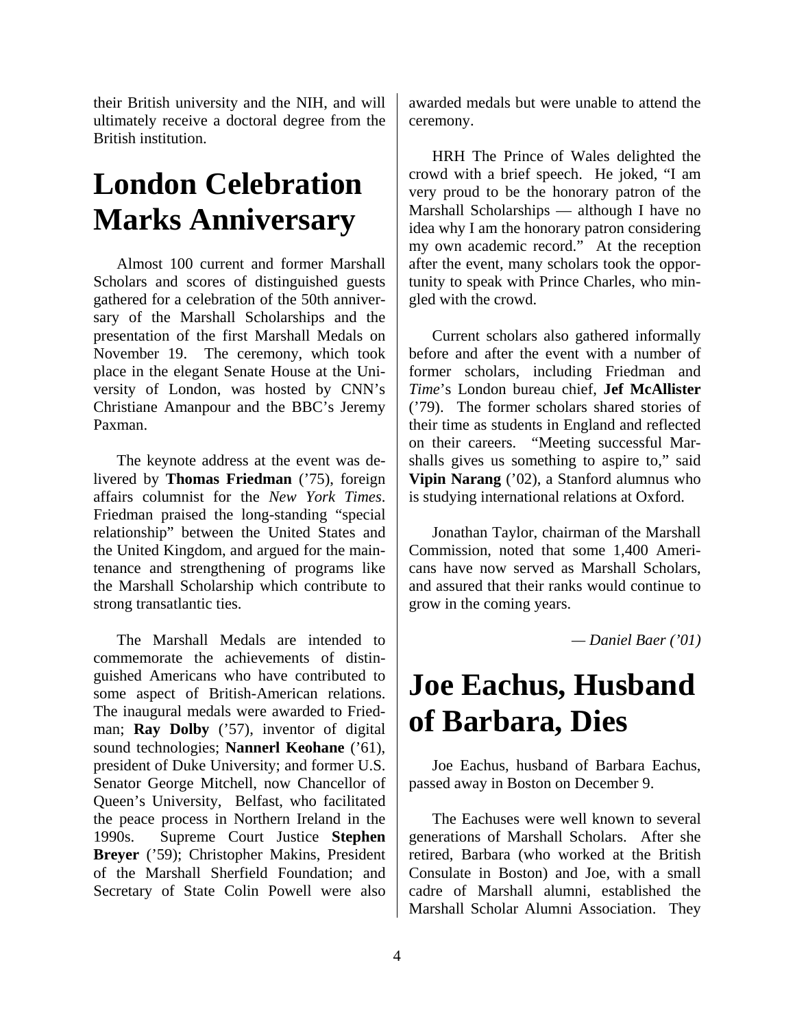their British university and the NIH, and will ultimately receive a doctoral degree from the British institution.

# London Celebration Marks Anniversary

Almost 100 current and former Marshall Scholars and scores of distinguished guests gathered for a celebration of the 50th anniversary of the Marshall Scholarships and the presentation of the first Marshall Medals on November 19. The ceremony, which took place in the elegant Senate House at the University of London, was hosted by CNN's Christiane Amanpour and the BBC's Jeremy Paxman.

The keynote address at the event was delivered by **Thomas Friedman** ('75), foreign affairs columnist for the *New York Times*. Friedman praised the long-standing "special relationship" between the United States and the United Kingdom, and argued for the maintenance and strengthening of programs like the Marshall Scholarship which contribute to strong transatlantic ties.

The Marshall Medals are intended to commemorate the achievements of distinguished Americans who have contributed to some aspect of British-American relations. The inaugural medals were awarded to Friedman; **Ray Dolby** ('57), inventor of digital sound technologies; **Nannerl Keohane** ('61), president of Duke University; and former U.S. Senator George Mitchell, now Chancellor of Queen's University, Belfast, who facilitated the peace process in Northern Ireland in the 1990s. Supreme Court Justice **Stephen Breyer** ('59); Christopher Makins, President of the Marshall Sherfield Foundation; and Secretary of State Colin Powell were also awarded medals but were unable to attend the ceremony.

HRH The Prince of Wales delighted the crowd with a brief speech. He joked, "I am very proud to be the honorary patron of the Marshall Scholarships — although I have no idea why I am the honorary patron considering my own academic record." At the reception after the event, many scholars took the opportunity to speak with Prince Charles, who mingled with the crowd.

Current scholars also gathered informally before and after the event with a number of former scholars, including Friedman and *Time*'s London bureau chief, **Jef McAllister** ('79). The former scholars shared stories of their time as students in England and reflected on their careers. "Meeting successful Marshalls gives us something to aspire to," said **Vipin Narang** ('02), a Stanford alumnus who is studying international relations at Oxford.

Jonathan Taylor, chairman of the Marshall Commission, noted that some 1,400 Americans have now served as Marshall Scholars, and assured that their ranks would continue to grow in the coming years.

*— Daniel Baer ('01)*

# Joe Eachus, Husband of Barbara, Dies

Joe Eachus, husband of Barbara Eachus, passed away in Boston on December 9.

The Eachuses were well known to several generations of Marshall Scholars. After she retired, Barbara (who worked at the British Consulate in Boston) and Joe, with a small cadre of Marshall alumni, established the Marshall Scholar Alumni Association. They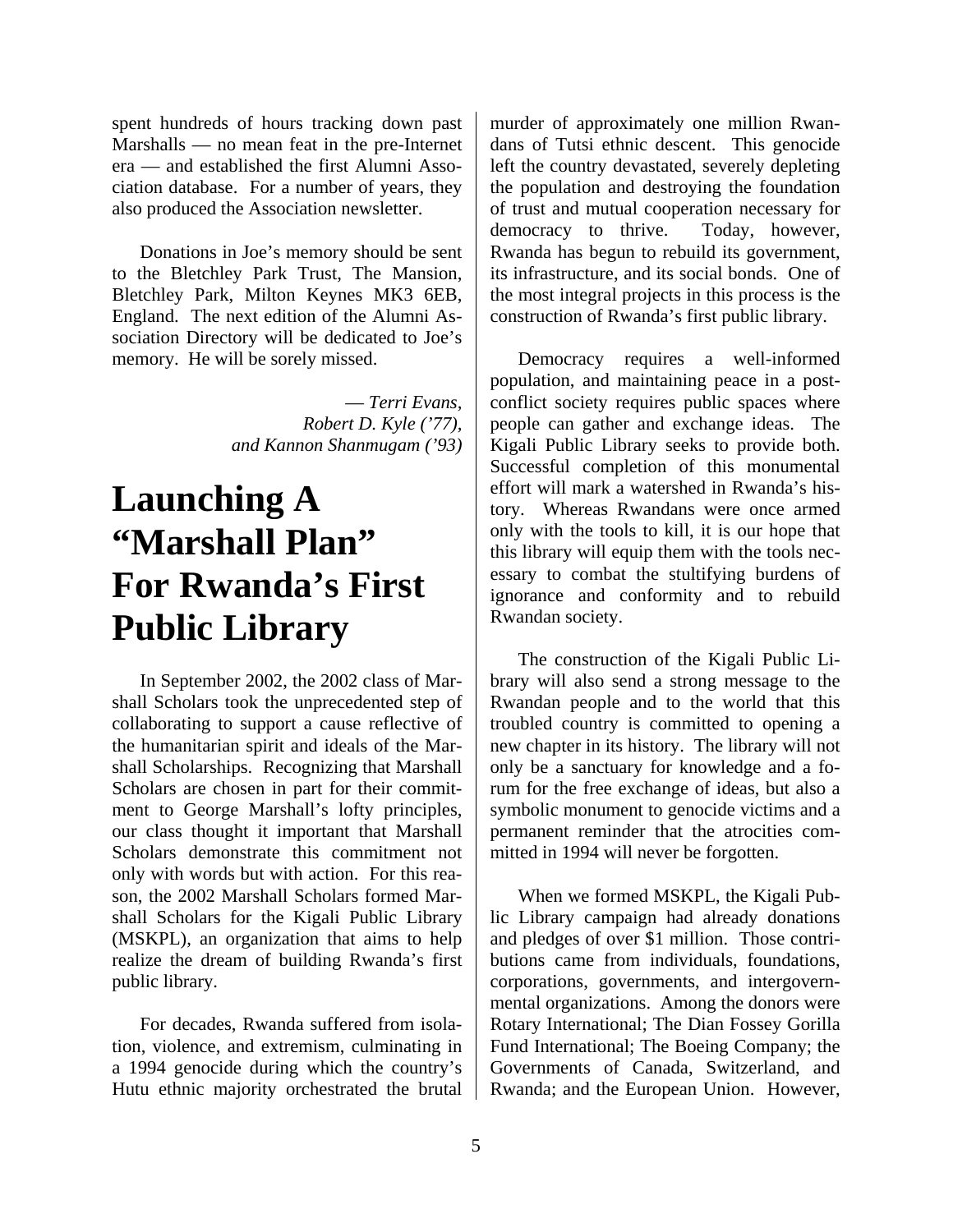spent hundreds of hours tracking down past Marshalls — no mean feat in the pre-Internet era — and established the first Alumni Association database. For a number of years, they also produced the Association newsletter.

Donations in Joe's memory should be sent to the Bletchley Park Trust, The Mansion, Bletchley Park, Milton Keynes MK3 6EB, England. The next edition of the Alumni Association Directory will be dedicated to Joe's memory. He will be sorely missed.

*— Terri Evans,*
*Robert D. Kyle ('77),*
*and Kannon Shanmugam ('93)*

# Launching A "Marshall Plan" For Rwanda's First Public Library

In September 2002, the 2002 class of Marshall Scholars took the unprecedented step of collaborating to support a cause reflective of the humanitarian spirit and ideals of the Marshall Scholarships. Recognizing that Marshall Scholars are chosen in part for their commitment to George Marshall's lofty principles, our class thought it important that Marshall Scholars demonstrate this commitment not only with words but with action. For this reason, the 2002 Marshall Scholars formed Marshall Scholars for the Kigali Public Library (MSKPL), an organization that aims to help realize the dream of building Rwanda's first public library.

For decades, Rwanda suffered from isolation, violence, and extremism, culminating in a 1994 genocide during which the country's Hutu ethnic majority orchestrated the brutal murder of approximately one million Rwandans of Tutsi ethnic descent. This genocide left the country devastated, severely depleting the population and destroying the foundation of trust and mutual cooperation necessary for democracy to thrive. Today, however, Rwanda has begun to rebuild its government, its infrastructure, and its social bonds. One of the most integral projects in this process is the construction of Rwanda's first public library.

Democracy requires a well-informed population, and maintaining peace in a post-conflict society requires public spaces where people can gather and exchange ideas. The Kigali Public Library seeks to provide both. Successful completion of this monumental effort will mark a watershed in Rwanda's history. Whereas Rwandans were once armed only with the tools to kill, it is our hope that this library will equip them with the tools necessary to combat the stultifying burdens of ignorance and conformity and to rebuild Rwandan society.

The construction of the Kigali Public Library will also send a strong message to the Rwandan people and to the world that this troubled country is committed to opening a new chapter in its history. The library will not only be a sanctuary for knowledge and a forum for the free exchange of ideas, but also a symbolic monument to genocide victims and a permanent reminder that the atrocities committed in 1994 will never be forgotten.

When we formed MSKPL, the Kigali Public Library campaign had already donations and pledges of over $1 million. Those contributions came from individuals, foundations, corporations, governments, and intergovernmental organizations. Among the donors were Rotary International; The Dian Fossey Gorilla Fund International; The Boeing Company; the Governments of Canada, Switzerland, and Rwanda; and the European Union. However,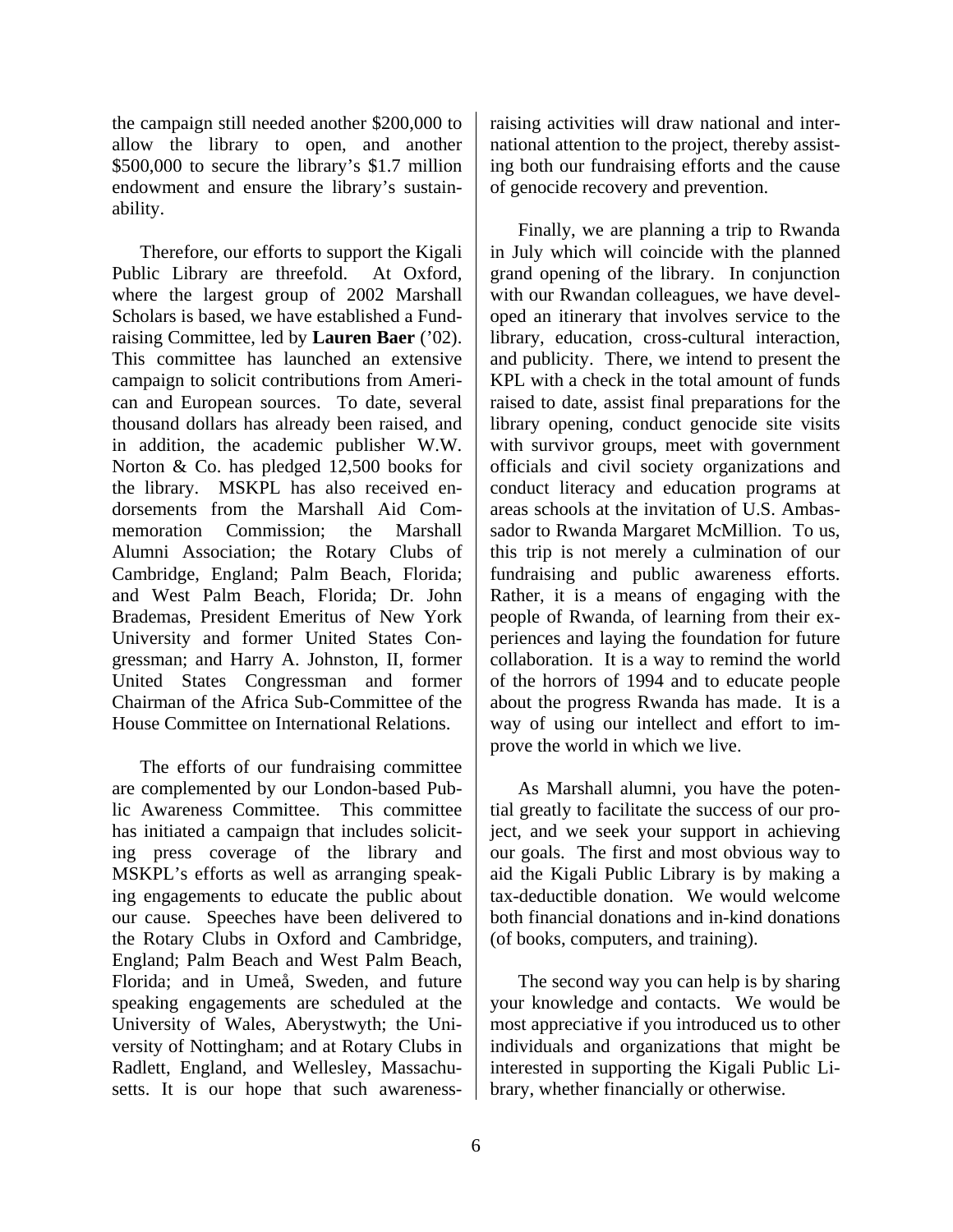the campaign still needed another $200,000 to allow the library to open, and another $500,000 to secure the library's $1.7 million endowment and ensure the library's sustainability.

Therefore, our efforts to support the Kigali Public Library are threefold. At Oxford, where the largest group of 2002 Marshall Scholars is based, we have established a Fundraising Committee, led by **Lauren Baer** ('02). This committee has launched an extensive campaign to solicit contributions from American and European sources. To date, several thousand dollars has already been raised, and in addition, the academic publisher W.W. Norton & Co. has pledged 12,500 books for the library. MSKPL has also received endorsements from the Marshall Aid Commemoration Commission; the Marshall Alumni Association; the Rotary Clubs of Cambridge, England; Palm Beach, Florida; and West Palm Beach, Florida; Dr. John Brademas, President Emeritus of New York University and former United States Congressman; and Harry A. Johnston, II, former United States Congressman and former Chairman of the Africa Sub-Committee of the House Committee on International Relations.

The efforts of our fundraising committee are complemented by our London-based Public Awareness Committee. This committee has initiated a campaign that includes soliciting press coverage of the library and MSKPL's efforts as well as arranging speaking engagements to educate the public about our cause. Speeches have been delivered to the Rotary Clubs in Oxford and Cambridge, England; Palm Beach and West Palm Beach, Florida; and in Umeå, Sweden, and future speaking engagements are scheduled at the University of Wales, Aberystwyth; the University of Nottingham; and at Rotary Clubs in Radlett, England, and Wellesley, Massachusetts. It is our hope that such awareness-raising activities will draw national and international attention to the project, thereby assisting both our fundraising efforts and the cause of genocide recovery and prevention.

Finally, we are planning a trip to Rwanda in July which will coincide with the planned grand opening of the library. In conjunction with our Rwandan colleagues, we have developed an itinerary that involves service to the library, education, cross-cultural interaction, and publicity. There, we intend to present the KPL with a check in the total amount of funds raised to date, assist final preparations for the library opening, conduct genocide site visits with survivor groups, meet with government officials and civil society organizations and conduct literacy and education programs at areas schools at the invitation of U.S. Ambassador to Rwanda Margaret McMillion. To us, this trip is not merely a culmination of our fundraising and public awareness efforts. Rather, it is a means of engaging with the people of Rwanda, of learning from their experiences and laying the foundation for future collaboration. It is a way to remind the world of the horrors of 1994 and to educate people about the progress Rwanda has made. It is a way of using our intellect and effort to improve the world in which we live.

As Marshall alumni, you have the potential greatly to facilitate the success of our project, and we seek your support in achieving our goals. The first and most obvious way to aid the Kigali Public Library is by making a tax-deductible donation. We would welcome both financial donations and in-kind donations (of books, computers, and training).

The second way you can help is by sharing your knowledge and contacts. We would be most appreciative if you introduced us to other individuals and organizations that might be interested in supporting the Kigali Public Library, whether financially or otherwise.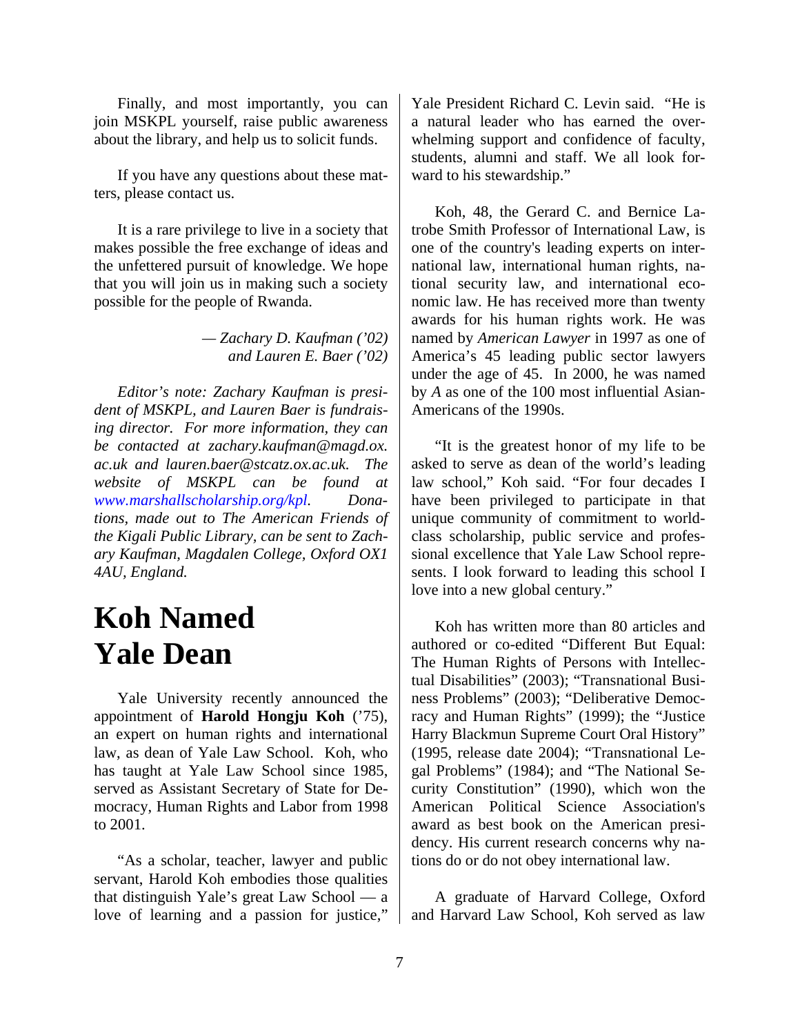Finally, and most importantly, you can join MSKPL yourself, raise public awareness about the library, and help us to solicit funds.

If you have any questions about these matters, please contact us.

It is a rare privilege to live in a society that makes possible the free exchange of ideas and the unfettered pursuit of knowledge. We hope that you will join us in making such a society possible for the people of Rwanda.

*— Zachary D. Kaufman ('02)*
*and Lauren E. Baer ('02)*

*Editor's note: Zachary Kaufman is president of MSKPL, and Lauren Baer is fundraising director. For more information, they can be contacted at zachary.kaufman@magd.ox.ac.uk and lauren.baer@stcatz.ox.ac.uk. The website of MSKPL can be found at www.marshallscholarship.org/kpl. Donations, made out to The American Friends of the Kigali Public Library, can be sent to Zachary Kaufman, Magdalen College, Oxford OX1 4AU, England.*

# Koh Named Yale Dean

Yale University recently announced the appointment of **Harold Hongju Koh** ('75), an expert on human rights and international law, as dean of Yale Law School. Koh, who has taught at Yale Law School since 1985, served as Assistant Secretary of State for Democracy, Human Rights and Labor from 1998 to 2001.

"As a scholar, teacher, lawyer and public servant, Harold Koh embodies those qualities that distinguish Yale's great Law School — a love of learning and a passion for justice," Yale President Richard C. Levin said. "He is a natural leader who has earned the overwhelming support and confidence of faculty, students, alumni and staff. We all look forward to his stewardship."

Koh, 48, the Gerard C. and Bernice Latrobe Smith Professor of International Law, is one of the country's leading experts on international law, international human rights, national security law, and international economic law. He has received more than twenty awards for his human rights work. He was named by *American Lawyer* in 1997 as one of America's 45 leading public sector lawyers under the age of 45. In 2000, he was named by *A* as one of the 100 most influential Asian-Americans of the 1990s.

"It is the greatest honor of my life to be asked to serve as dean of the world's leading law school," Koh said. "For four decades I have been privileged to participate in that unique community of commitment to world-class scholarship, public service and professional excellence that Yale Law School represents. I look forward to leading this school I love into a new global century."

Koh has written more than 80 articles and authored or co-edited "Different But Equal: The Human Rights of Persons with Intellectual Disabilities" (2003); "Transnational Business Problems" (2003); "Deliberative Democracy and Human Rights" (1999); the "Justice Harry Blackmun Supreme Court Oral History" (1995, release date 2004); "Transnational Legal Problems" (1984); and "The National Security Constitution" (1990), which won the American Political Science Association's award as best book on the American presidency. His current research concerns why nations do or do not obey international law.

A graduate of Harvard College, Oxford and Harvard Law School, Koh served as law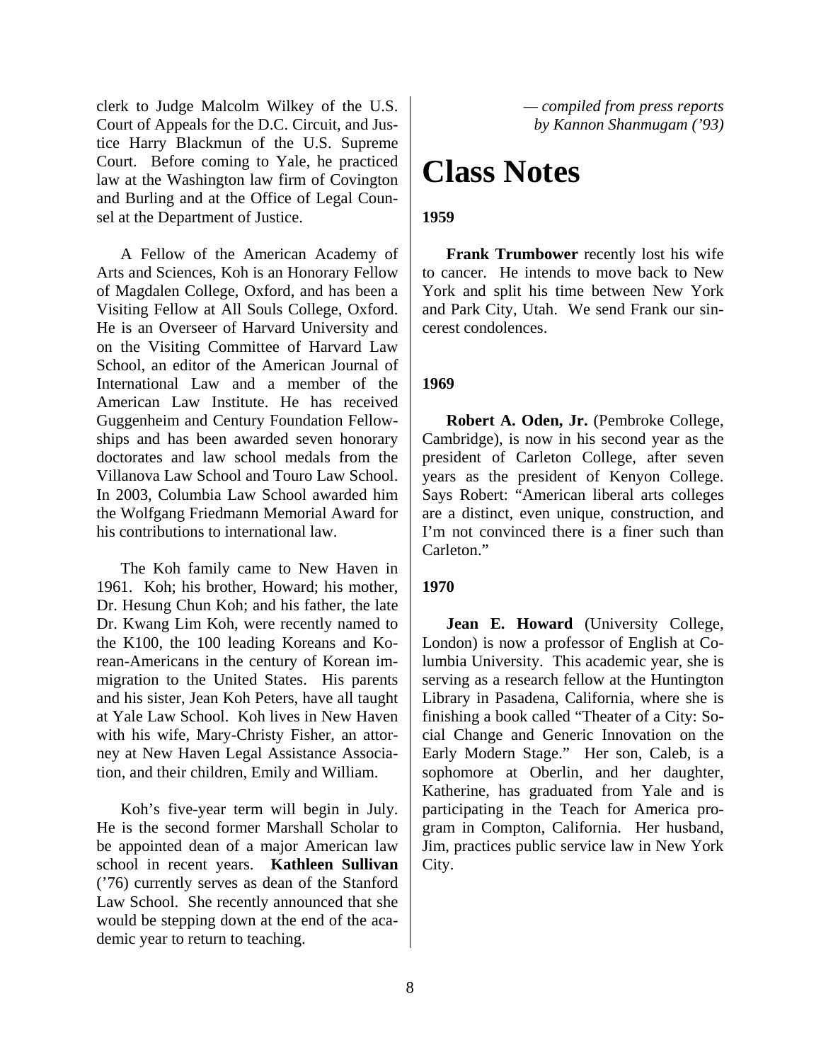clerk to Judge Malcolm Wilkey of the U.S. Court of Appeals for the D.C. Circuit, and Justice Harry Blackmun of the U.S. Supreme Court. Before coming to Yale, he practiced law at the Washington law firm of Covington and Burling and at the Office of Legal Counsel at the Department of Justice.

A Fellow of the American Academy of Arts and Sciences, Koh is an Honorary Fellow of Magdalen College, Oxford, and has been a Visiting Fellow at All Souls College, Oxford. He is an Overseer of Harvard University and on the Visiting Committee of Harvard Law School, an editor of the American Journal of International Law and a member of the American Law Institute. He has received Guggenheim and Century Foundation Fellowships and has been awarded seven honorary doctorates and law school medals from the Villanova Law School and Touro Law School. In 2003, Columbia Law School awarded him the Wolfgang Friedmann Memorial Award for his contributions to international law.

The Koh family came to New Haven in 1961. Koh; his brother, Howard; his mother, Dr. Hesung Chun Koh; and his father, the late Dr. Kwang Lim Koh, were recently named to the K100, the 100 leading Koreans and Korean-Americans in the century of Korean immigration to the United States. His parents and his sister, Jean Koh Peters, have all taught at Yale Law School. Koh lives in New Haven with his wife, Mary-Christy Fisher, an attorney at New Haven Legal Assistance Association, and their children, Emily and William.

Koh's five-year term will begin in July. He is the second former Marshall Scholar to be appointed dean of a major American law school in recent years. **Kathleen Sullivan** ('76) currently serves as dean of the Stanford Law School. She recently announced that she would be stepping down at the end of the academic year to return to teaching.

*— compiled from press reports by Kannon Shanmugam ('93)*

# Class Notes

**1959**

**Frank Trumbower** recently lost his wife to cancer. He intends to move back to New York and split his time between New York and Park City, Utah. We send Frank our sincerest condolences.

**1969**

**Robert A. Oden, Jr.** (Pembroke College, Cambridge), is now in his second year as the president of Carleton College, after seven years as the president of Kenyon College. Says Robert: "American liberal arts colleges are a distinct, even unique, construction, and I'm not convinced there is a finer such than Carleton."

**1970**

**Jean E. Howard** (University College, London) is now a professor of English at Columbia University. This academic year, she is serving as a research fellow at the Huntington Library in Pasadena, California, where she is finishing a book called "Theater of a City: Social Change and Generic Innovation on the Early Modern Stage." Her son, Caleb, is a sophomore at Oberlin, and her daughter, Katherine, has graduated from Yale and is participating in the Teach for America program in Compton, California. Her husband, Jim, practices public service law in New York City.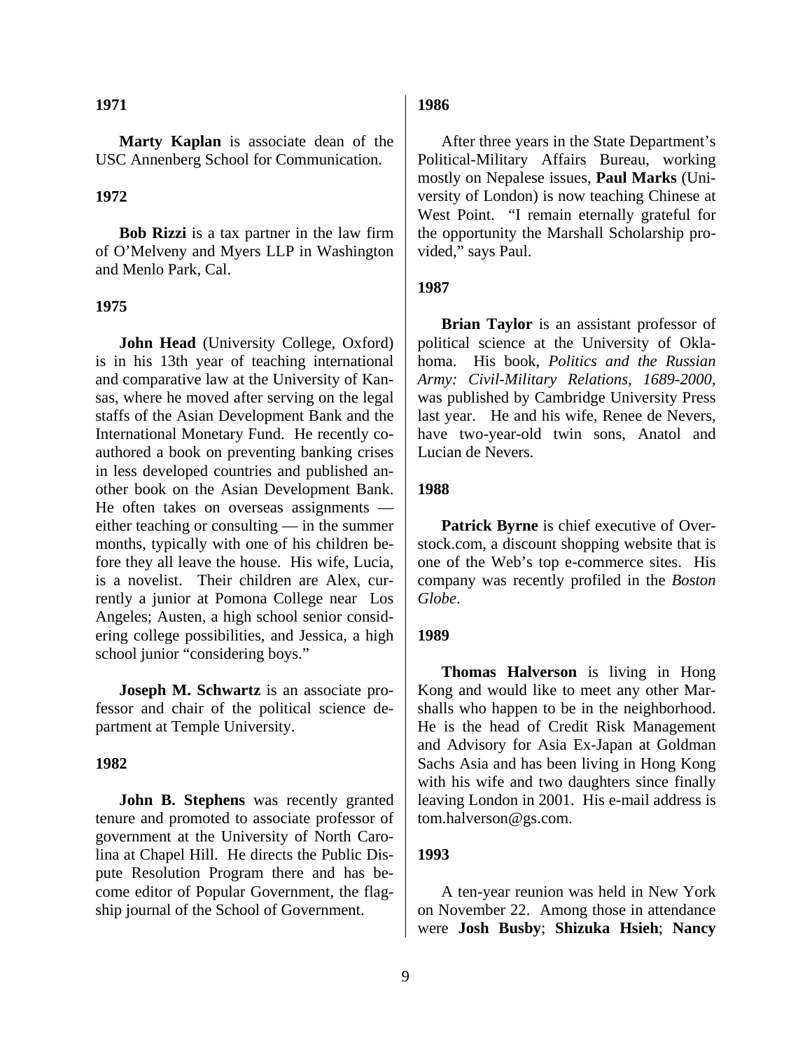**1971**

**Marty Kaplan** is associate dean of the USC Annenberg School for Communication.

**1972**

**Bob Rizzi** is a tax partner in the law firm of O'Melveny and Myers LLP in Washington and Menlo Park, Cal.

**1975**

**John Head** (University College, Oxford) is in his 13th year of teaching international and comparative law at the University of Kansas, where he moved after serving on the legal staffs of the Asian Development Bank and the International Monetary Fund. He recently co-authored a book on preventing banking crises in less developed countries and published another book on the Asian Development Bank. He often takes on overseas assignments — either teaching or consulting — in the summer months, typically with one of his children before they all leave the house. His wife, Lucia, is a novelist. Their children are Alex, currently a junior at Pomona College near Los Angeles; Austen, a high school senior considering college possibilities, and Jessica, a high school junior "considering boys."

**Joseph M. Schwartz** is an associate professor and chair of the political science department at Temple University.

**1982**

**John B. Stephens** was recently granted tenure and promoted to associate professor of government at the University of North Carolina at Chapel Hill. He directs the Public Dispute Resolution Program there and has become editor of Popular Government, the flagship journal of the School of Government.

**1986**

After three years in the State Department's Political-Military Affairs Bureau, working mostly on Nepalese issues, **Paul Marks** (University of London) is now teaching Chinese at West Point. "I remain eternally grateful for the opportunity the Marshall Scholarship provided," says Paul.

**1987**

**Brian Taylor** is an assistant professor of political science at the University of Oklahoma. His book, *Politics and the Russian Army: Civil-Military Relations, 1689-2000*, was published by Cambridge University Press last year. He and his wife, Renee de Nevers, have two-year-old twin sons, Anatol and Lucian de Nevers.

**1988**

**Patrick Byrne** is chief executive of Overstock.com, a discount shopping website that is one of the Web's top e-commerce sites. His company was recently profiled in the *Boston Globe*.

**1989**

**Thomas Halverson** is living in Hong Kong and would like to meet any other Marshalls who happen to be in the neighborhood. He is the head of Credit Risk Management and Advisory for Asia Ex-Japan at Goldman Sachs Asia and has been living in Hong Kong with his wife and two daughters since finally leaving London in 2001. His e-mail address is tom.halverson@gs.com.

**1993**

A ten-year reunion was held in New York on November 22. Among those in attendance were **Josh Busby**; **Shizuka Hsieh**; **Nancy**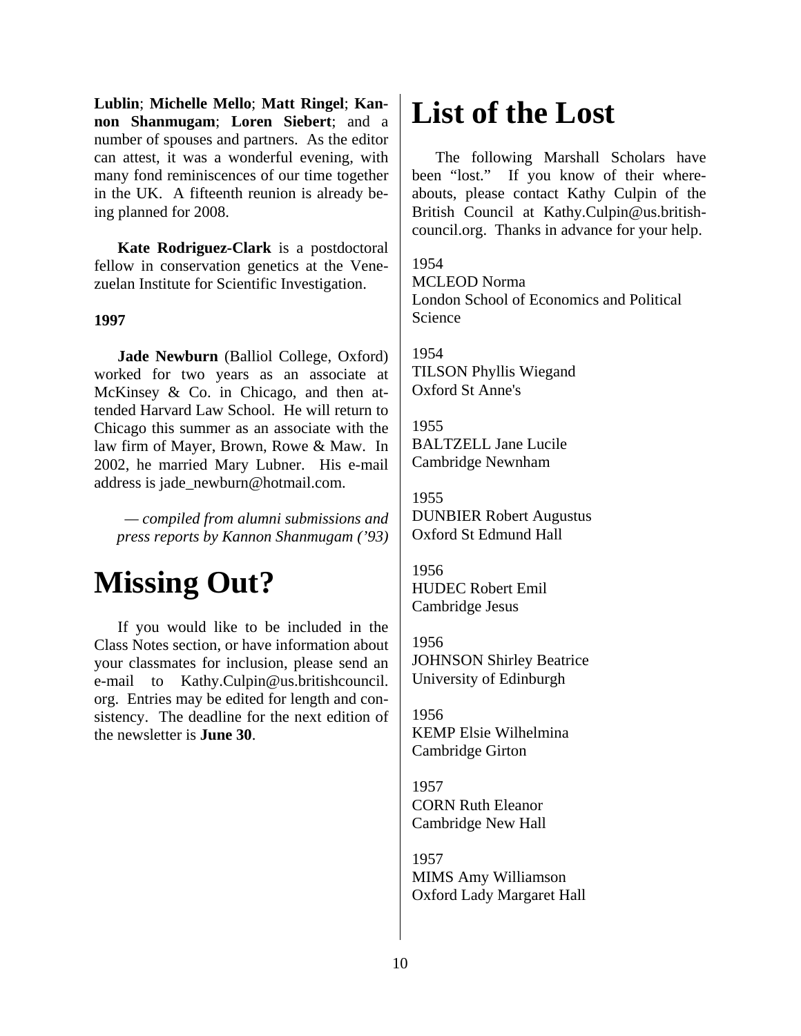**Lublin**; **Michelle Mello**; **Matt Ringel**; **Kannon Shanmugam**; **Loren Siebert**; and a number of spouses and partners. As the editor can attest, it was a wonderful evening, with many fond reminiscences of our time together in the UK. A fifteenth reunion is already being planned for 2008.

**Kate Rodriguez-Clark** is a postdoctoral fellow in conservation genetics at the Venezuelan Institute for Scientific Investigation.

**1997**

**Jade Newburn** (Balliol College, Oxford) worked for two years as an associate at McKinsey & Co. in Chicago, and then attended Harvard Law School. He will return to Chicago this summer as an associate with the law firm of Mayer, Brown, Rowe & Maw. In 2002, he married Mary Lubner. His e-mail address is jade_newburn@hotmail.com.

*— compiled from alumni submissions and press reports by Kannon Shanmugam ('93)*

# Missing Out?

If you would like to be included in the Class Notes section, or have information about your classmates for inclusion, please send an e-mail to Kathy.Culpin@us.britishcouncil.org. Entries may be edited for length and consistency. The deadline for the next edition of the newsletter is **June 30**.

# List of the Lost

The following Marshall Scholars have been "lost." If you know of their whereabouts, please contact Kathy Culpin of the British Council at Kathy.Culpin@us.britishcouncil.org. Thanks in advance for your help.

1954
MCLEOD Norma
London School of Economics and Political Science

1954
TILSON Phyllis Wiegand
Oxford St Anne's

1955
BALTZELL Jane Lucile
Cambridge Newnham

1955
DUNBIER Robert Augustus
Oxford St Edmund Hall

1956
HUDEC Robert Emil
Cambridge Jesus

1956
JOHNSON Shirley Beatrice
University of Edinburgh

1956
KEMP Elsie Wilhelmina
Cambridge Girton

1957
CORN Ruth Eleanor
Cambridge New Hall

1957
MIMS Amy Williamson
Oxford Lady Margaret Hall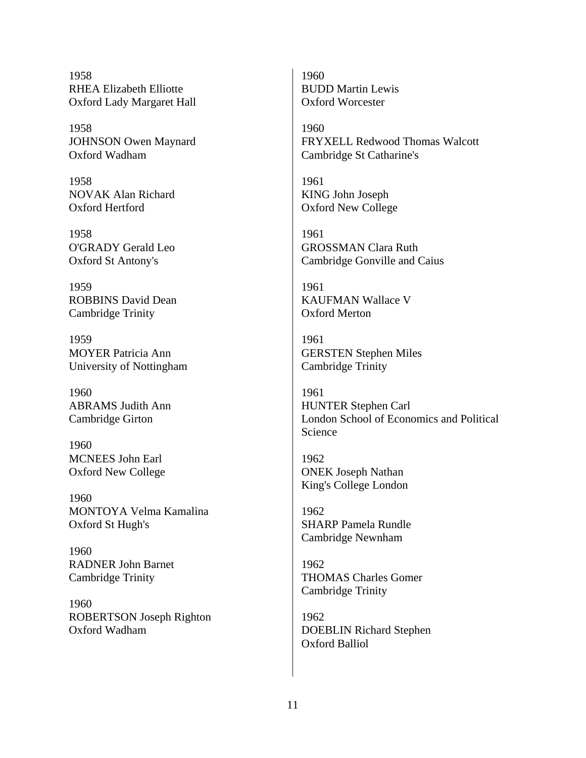1958
RHEA Elizabeth Elliotte
Oxford Lady Margaret Hall

1958
JOHNSON Owen Maynard
Oxford Wadham

1958
NOVAK Alan Richard
Oxford Hertford

1958
O'GRADY Gerald Leo
Oxford St Antony's

1959
ROBBINS David Dean
Cambridge Trinity

1959
MOYER Patricia Ann
University of Nottingham

1960
ABRAMS Judith Ann
Cambridge Girton

1960
MCNEES John Earl
Oxford New College

1960
MONTOYA Velma Kamalina
Oxford St Hugh's

1960
RADNER John Barnet
Cambridge Trinity

1960
ROBERTSON Joseph Righton
Oxford Wadham

1960
BUDD Martin Lewis
Oxford Worcester

1960
FRYXELL Redwood Thomas Walcott
Cambridge St Catharine's

1961
KING John Joseph
Oxford New College

1961
GROSSMAN Clara Ruth
Cambridge Gonville and Caius

1961
KAUFMAN Wallace V
Oxford Merton

1961
GERSTEN Stephen Miles
Cambridge Trinity

1961
HUNTER Stephen Carl
London School of Economics and Political Science

1962
ONEK Joseph Nathan
King's College London

1962
SHARP Pamela Rundle
Cambridge Newnham

1962
THOMAS Charles Gomer
Cambridge Trinity

1962
DOEBLIN Richard Stephen
Oxford Balliol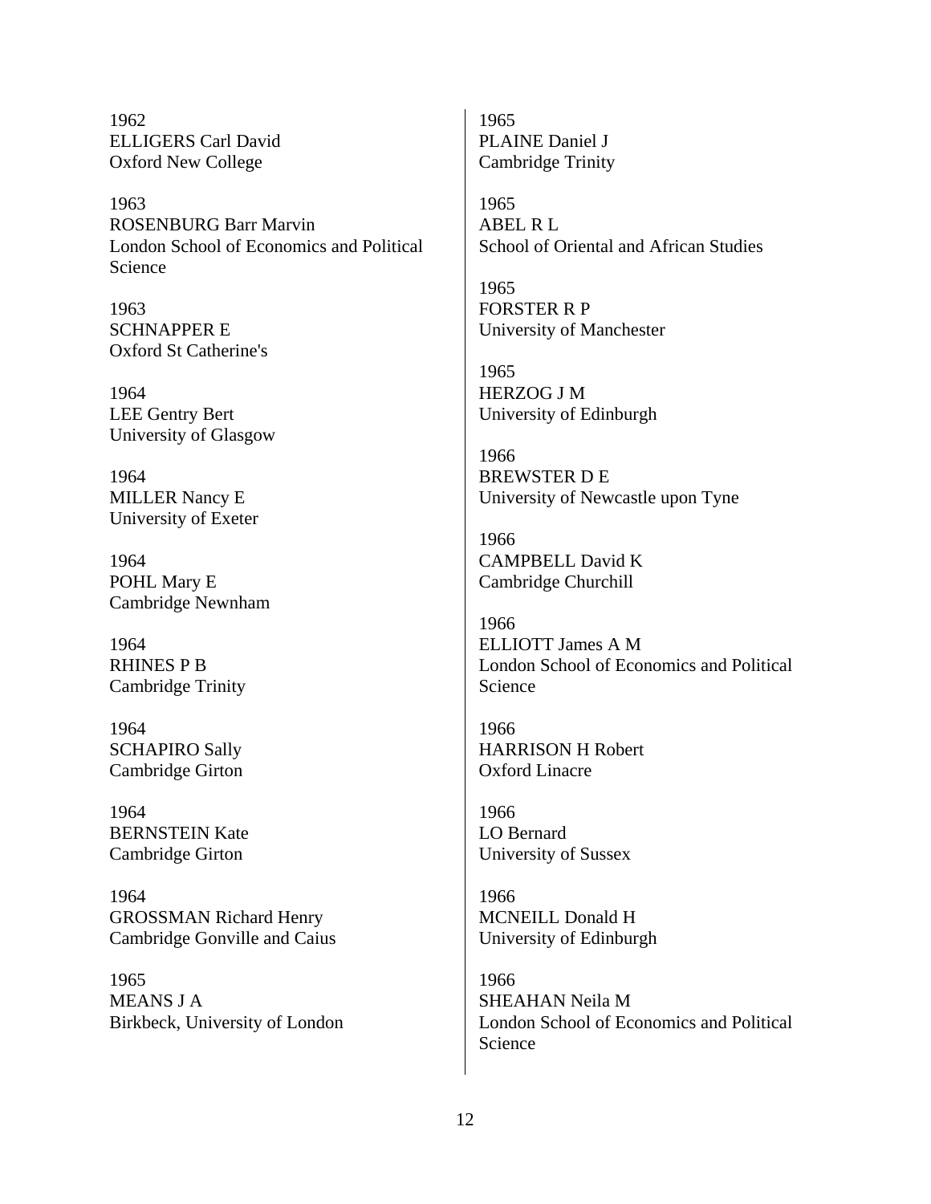1962
ELLIGERS Carl David
Oxford New College

1963
ROSENBURG Barr Marvin
London School of Economics and Political Science

1963
SCHNAPPER E
Oxford St Catherine's

1964
LEE Gentry Bert
University of Glasgow

1964
MILLER Nancy E
University of Exeter

1964
POHL Mary E
Cambridge Newnham

1964
RHINES P B
Cambridge Trinity

1964
SCHAPIRO Sally
Cambridge Girton

1964
BERNSTEIN Kate
Cambridge Girton

1964
GROSSMAN Richard Henry
Cambridge Gonville and Caius

1965
MEANS J A
Birkbeck, University of London

1965
PLAINE Daniel J
Cambridge Trinity

1965
ABEL R L
School of Oriental and African Studies

1965
FORSTER R P
University of Manchester

1965
HERZOG J M
University of Edinburgh

1966
BREWSTER D E
University of Newcastle upon Tyne

1966
CAMPBELL David K
Cambridge Churchill

1966
ELLIOTT James A M
London School of Economics and Political Science

1966
HARRISON H Robert
Oxford Linacre

1966
LO Bernard
University of Sussex

1966
MCNEILL Donald H
University of Edinburgh

1966
SHEAHAN Neila M
London School of Economics and Political Science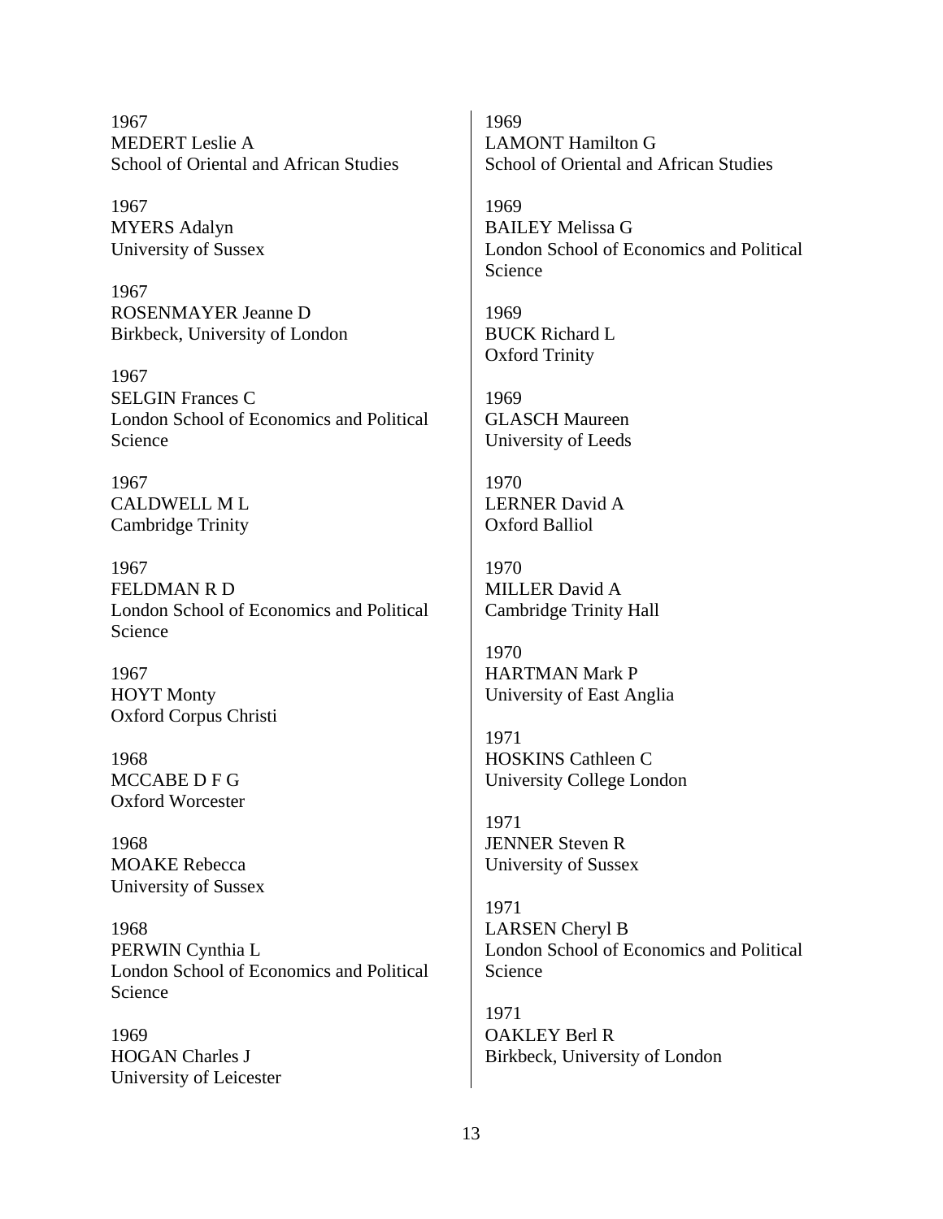1967
MEDERT Leslie A
School of Oriental and African Studies

1967
MYERS Adalyn
University of Sussex

1967
ROSENMAYER Jeanne D
Birkbeck, University of London

1967
SELGIN Frances C
London School of Economics and Political Science

1967
CALDWELL M L
Cambridge Trinity

1967
FELDMAN R D
London School of Economics and Political Science

1967
HOYT Monty
Oxford Corpus Christi

1968
MCCABE D F G
Oxford Worcester

1968
MOAKE Rebecca
University of Sussex

1968
PERWIN Cynthia L
London School of Economics and Political Science

1969
HOGAN Charles J
University of Leicester

1969
LAMONT Hamilton G
School of Oriental and African Studies

1969
BAILEY Melissa G
London School of Economics and Political Science

1969
BUCK Richard L
Oxford Trinity

1969
GLASCH Maureen
University of Leeds

1970
LERNER David A
Oxford Balliol

1970
MILLER David A
Cambridge Trinity Hall

1970
HARTMAN Mark P
University of East Anglia

1971
HOSKINS Cathleen C
University College London

1971
JENNER Steven R
University of Sussex

1971
LARSEN Cheryl B
London School of Economics and Political Science

1971
OAKLEY Berl R
Birkbeck, University of London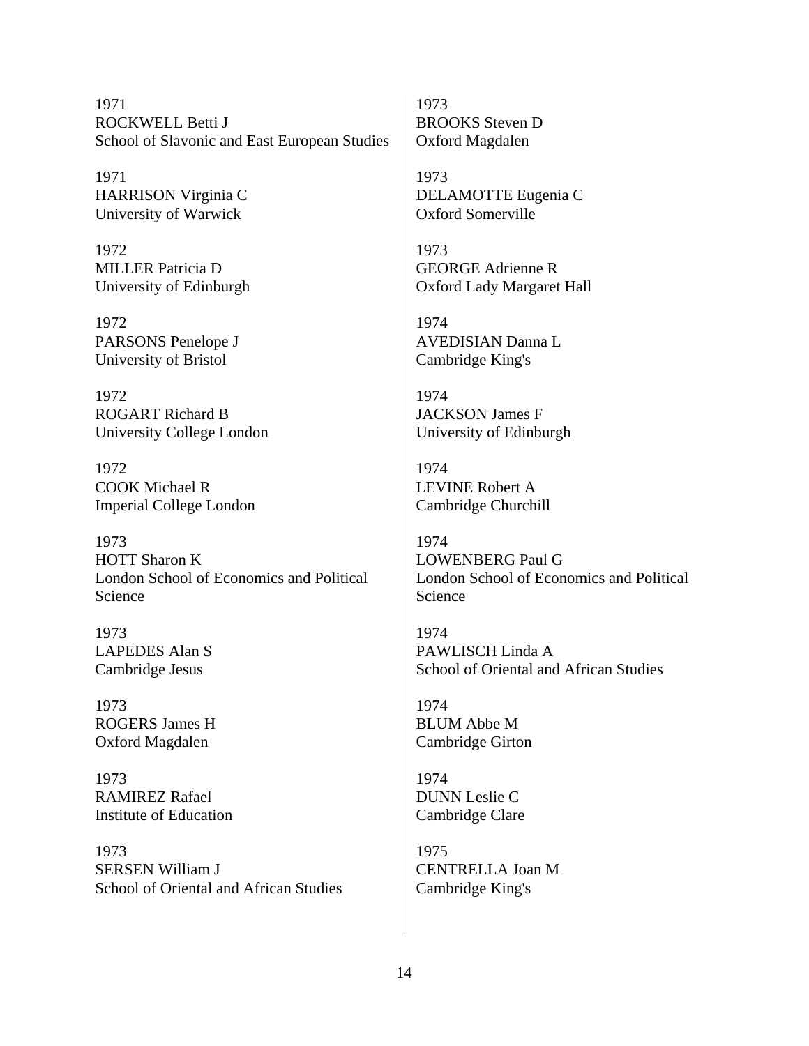1971
ROCKWELL Betti J
School of Slavonic and East European Studies

1971
HARRISON Virginia C
University of Warwick

1972
MILLER Patricia D
University of Edinburgh

1972
PARSONS Penelope J
University of Bristol

1972
ROGART Richard B
University College London

1972
COOK Michael R
Imperial College London

1973
HOTT Sharon K
London School of Economics and Political Science

1973
LAPEDES Alan S
Cambridge Jesus

1973
ROGERS James H
Oxford Magdalen

1973
RAMIREZ Rafael
Institute of Education

1973
SERSEN William J
School of Oriental and African Studies

1973
BROOKS Steven D
Oxford Magdalen

1973
DELAMOTTE Eugenia C
Oxford Somerville

1973
GEORGE Adrienne R
Oxford Lady Margaret Hall

1974
AVEDISIAN Danna L
Cambridge King's

1974
JACKSON James F
University of Edinburgh

1974
LEVINE Robert A
Cambridge Churchill

1974
LOWENBERG Paul G
London School of Economics and Political Science

1974
PAWLISCH Linda A
School of Oriental and African Studies

1974
BLUM Abbe M
Cambridge Girton

1974
DUNN Leslie C
Cambridge Clare

1975
CENTRELLA Joan M
Cambridge King's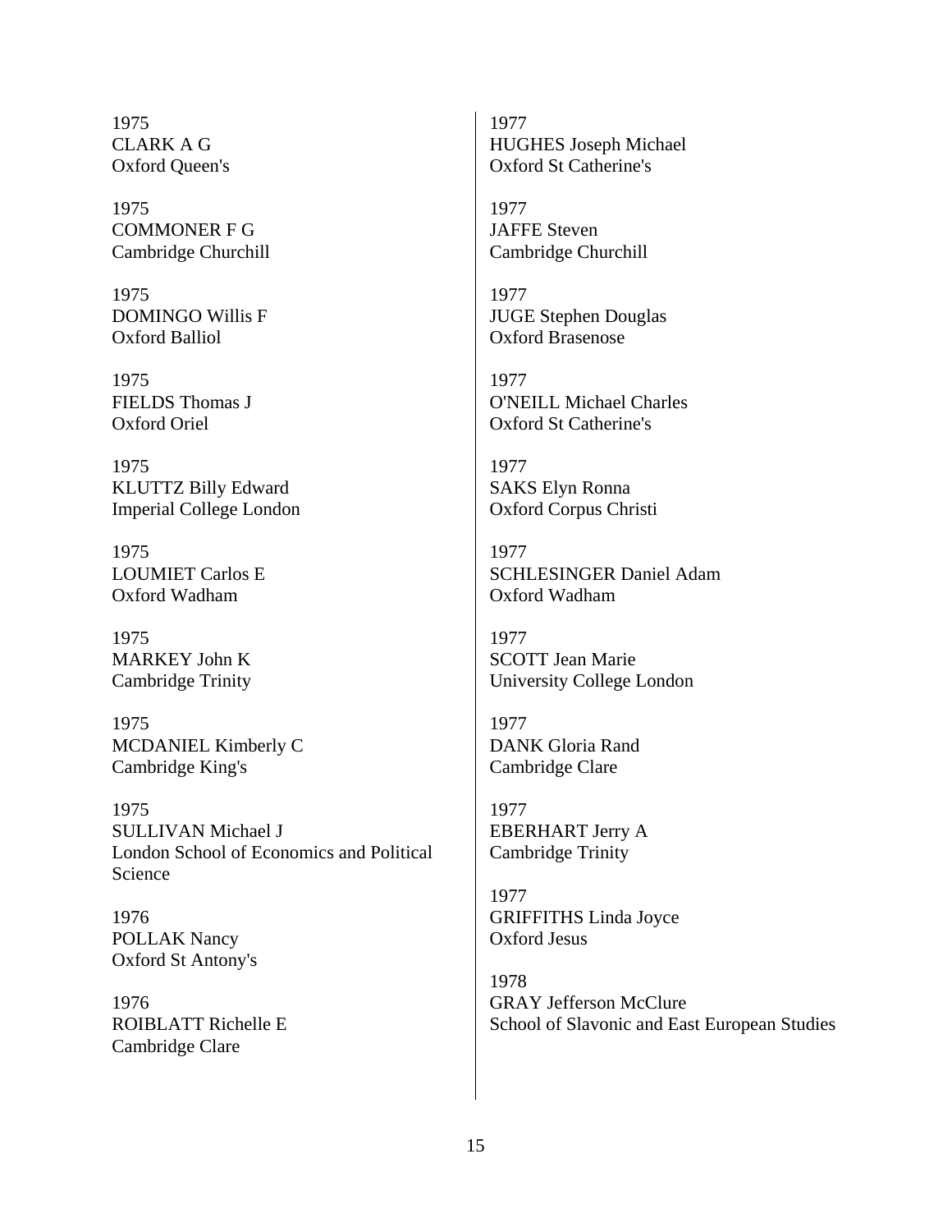1975
CLARK A G
Oxford Queen's

1975
COMMONER F G
Cambridge Churchill

1975
DOMINGO Willis F
Oxford Balliol

1975
FIELDS Thomas J
Oxford Oriel

1975
KLUTTZ Billy Edward
Imperial College London

1975
LOUMIET Carlos E
Oxford Wadham

1975
MARKEY John K
Cambridge Trinity

1975
MCDANIEL Kimberly C
Cambridge King's

1975
SULLIVAN Michael J
London School of Economics and Political Science

1976
POLLAK Nancy
Oxford St Antony's

1976
ROIBLATT Richelle E
Cambridge Clare

1977
HUGHES Joseph Michael
Oxford St Catherine's

1977
JAFFE Steven
Cambridge Churchill

1977
JUGE Stephen Douglas
Oxford Brasenose

1977
O'NEILL Michael Charles
Oxford St Catherine's

1977
SAKS Elyn Ronna
Oxford Corpus Christi

1977
SCHLESINGER Daniel Adam
Oxford Wadham

1977
SCOTT Jean Marie
University College London

1977
DANK Gloria Rand
Cambridge Clare

1977
EBERHART Jerry A
Cambridge Trinity

1977
GRIFFITHS Linda Joyce
Oxford Jesus

1978
GRAY Jefferson McClure
School of Slavonic and East European Studies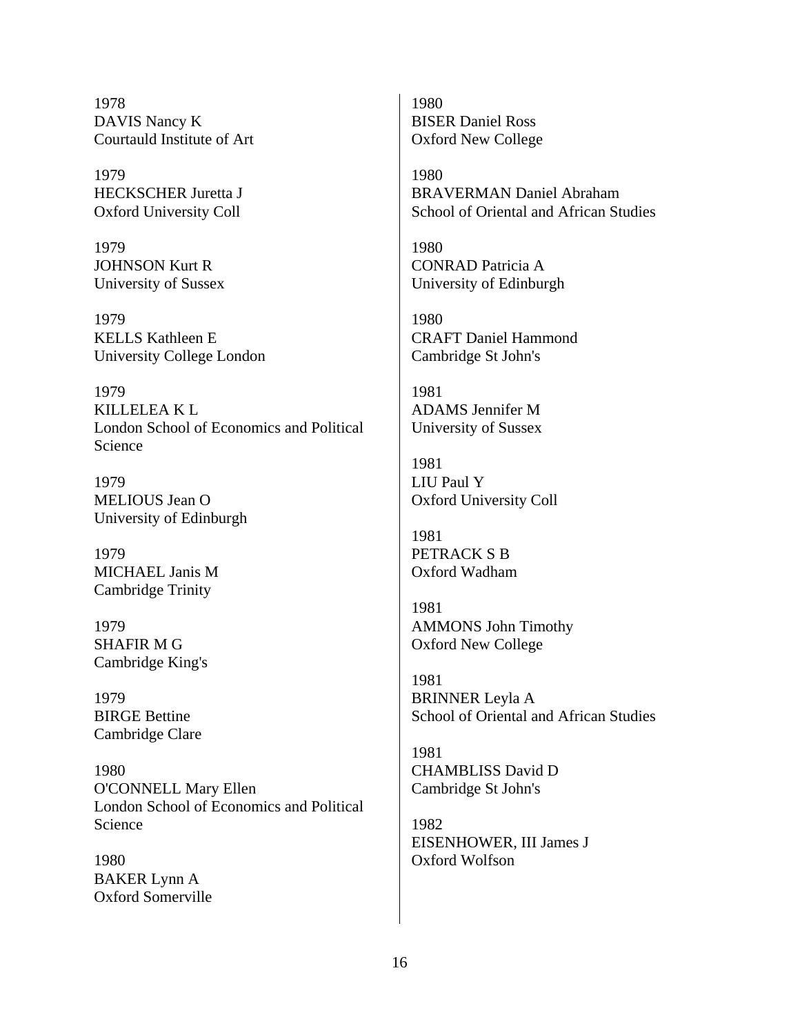1978
DAVIS Nancy K
Courtauld Institute of Art

1979
HECKSCHER Juretta J
Oxford University Coll

1979
JOHNSON Kurt R
University of Sussex

1979
KELLS Kathleen E
University College London

1979
KILLELEA K L
London School of Economics and Political Science

1979
MELIOUS Jean O
University of Edinburgh

1979
MICHAEL Janis M
Cambridge Trinity

1979
SHAFIR M G
Cambridge King's

1979
BIRGE Bettine
Cambridge Clare

1980
O'CONNELL Mary Ellen
London School of Economics and Political Science

1980
BAKER Lynn A
Oxford Somerville

1980
BISER Daniel Ross
Oxford New College

1980
BRAVERMAN Daniel Abraham
School of Oriental and African Studies

1980
CONRAD Patricia A
University of Edinburgh

1980
CRAFT Daniel Hammond
Cambridge St John's

1981
ADAMS Jennifer M
University of Sussex

1981
LIU Paul Y
Oxford University Coll

1981
PETRACK S B
Oxford Wadham

1981
AMMONS John Timothy
Oxford New College

1981
BRINNER Leyla A
School of Oriental and African Studies

1981
CHAMBLISS David D
Cambridge St John's

1982
EISENHOWER, III James J
Oxford Wolfson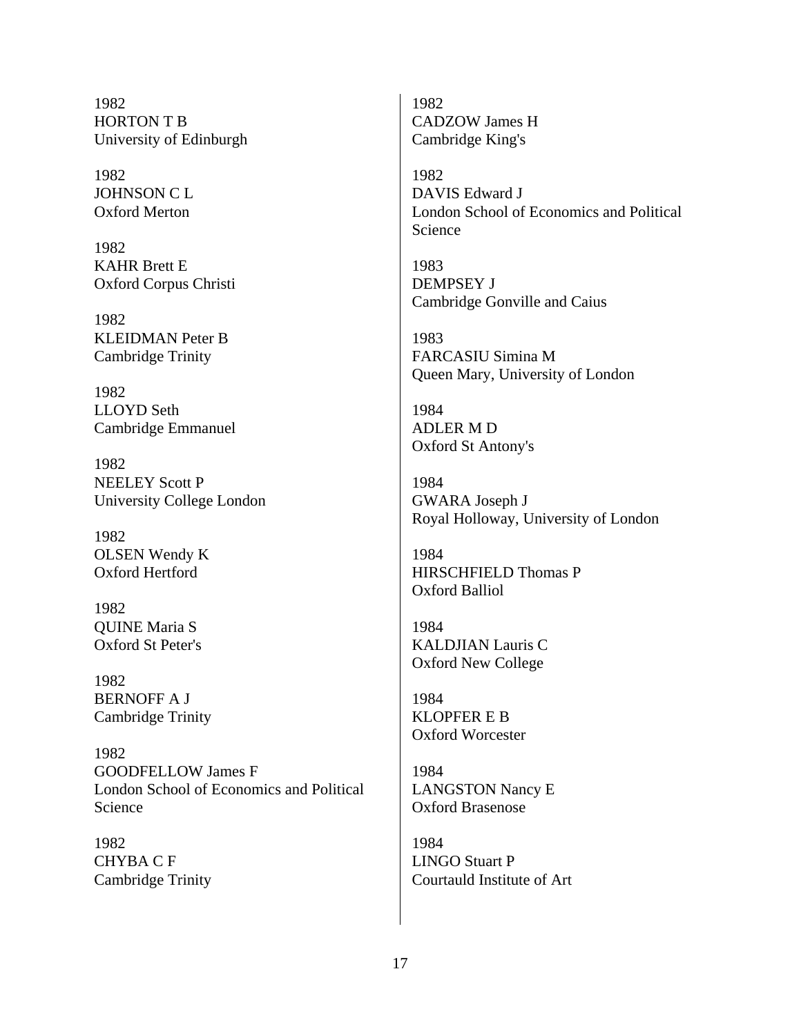1982
HORTON T B
University of Edinburgh

1982
JOHNSON C L
Oxford Merton

1982
KAHR Brett E
Oxford Corpus Christi

1982
KLEIDMAN Peter B
Cambridge Trinity

1982
LLOYD Seth
Cambridge Emmanuel

1982
NEELEY Scott P
University College London

1982
OLSEN Wendy K
Oxford Hertford

1982
QUINE Maria S
Oxford St Peter's

1982
BERNOFF A J
Cambridge Trinity

1982
GOODFELLOW James F
London School of Economics and Political Science

1982
CHYBA C F
Cambridge Trinity

1982
CADZOW James H
Cambridge King's

1982
DAVIS Edward J
London School of Economics and Political Science

1983
DEMPSEY J
Cambridge Gonville and Caius

1983
FARCASIU Simina M
Queen Mary, University of London

1984
ADLER M D
Oxford St Antony's

1984
GWARA Joseph J
Royal Holloway, University of London

1984
HIRSCHFIELD Thomas P
Oxford Balliol

1984
KALDJIAN Lauris C
Oxford New College

1984
KLOPFER E B
Oxford Worcester

1984
LANGSTON Nancy E
Oxford Brasenose

1984
LINGO Stuart P
Courtauld Institute of Art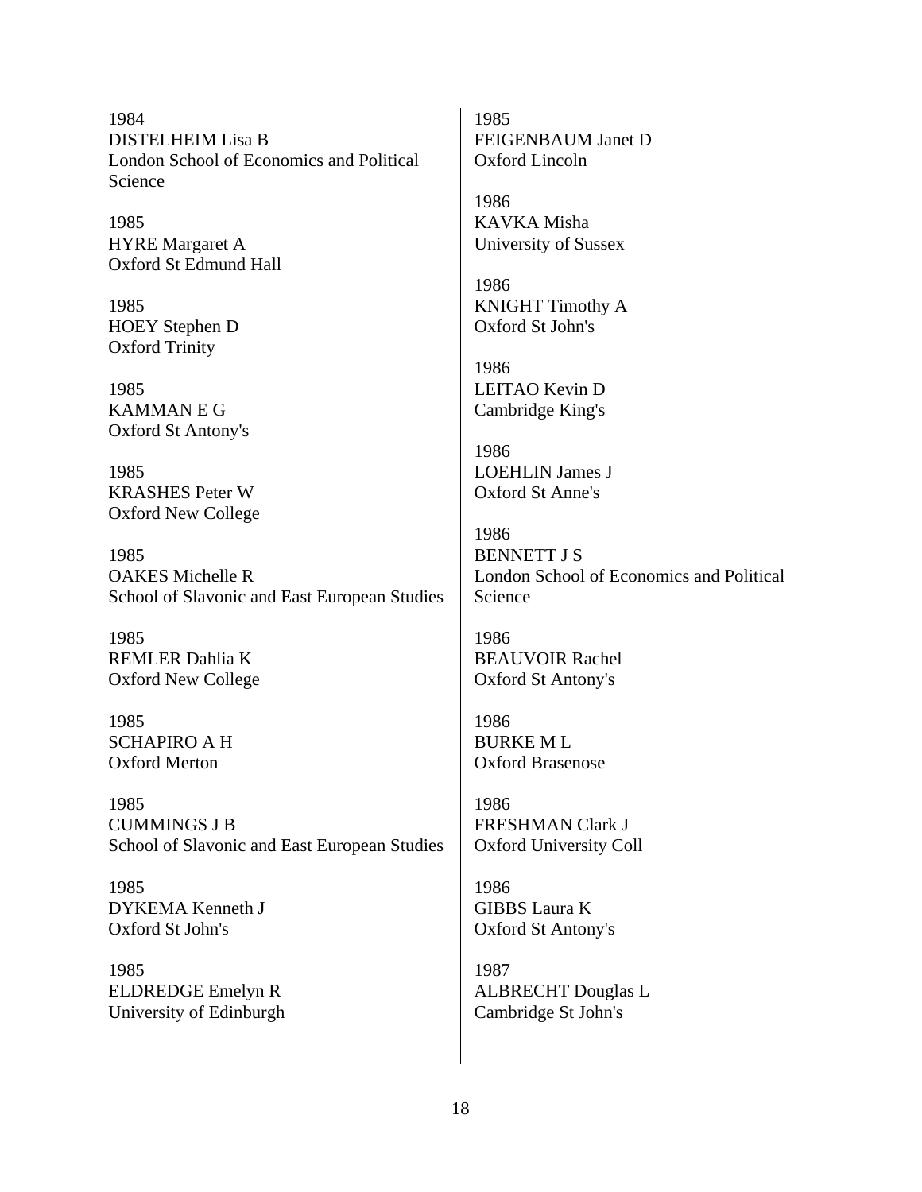1984
DISTELHEIM Lisa B
London School of Economics and Political Science

1985
HYRE Margaret A
Oxford St Edmund Hall

1985
HOEY Stephen D
Oxford Trinity

1985
KAMMAN E G
Oxford St Antony's

1985
KRASHES Peter W
Oxford New College

1985
OAKES Michelle R
School of Slavonic and East European Studies

1985
REMLER Dahlia K
Oxford New College

1985
SCHAPIRO A H
Oxford Merton

1985
CUMMINGS J B
School of Slavonic and East European Studies

1985
DYKEMA Kenneth J
Oxford St John's

1985
ELDREDGE Emelyn R
University of Edinburgh

1985
FEIGENBAUM Janet D
Oxford Lincoln

1986
KAVKA Misha
University of Sussex

1986
KNIGHT Timothy A
Oxford St John's

1986
LEITAO Kevin D
Cambridge King's

1986
LOEHLIN James J
Oxford St Anne's

1986
BENNETT J S
London School of Economics and Political Science

1986
BEAUVOIR Rachel
Oxford St Antony's

1986
BURKE M L
Oxford Brasenose

1986
FRESHMAN Clark J
Oxford University Coll

1986
GIBBS Laura K
Oxford St Antony's

1987
ALBRECHT Douglas L
Cambridge St John's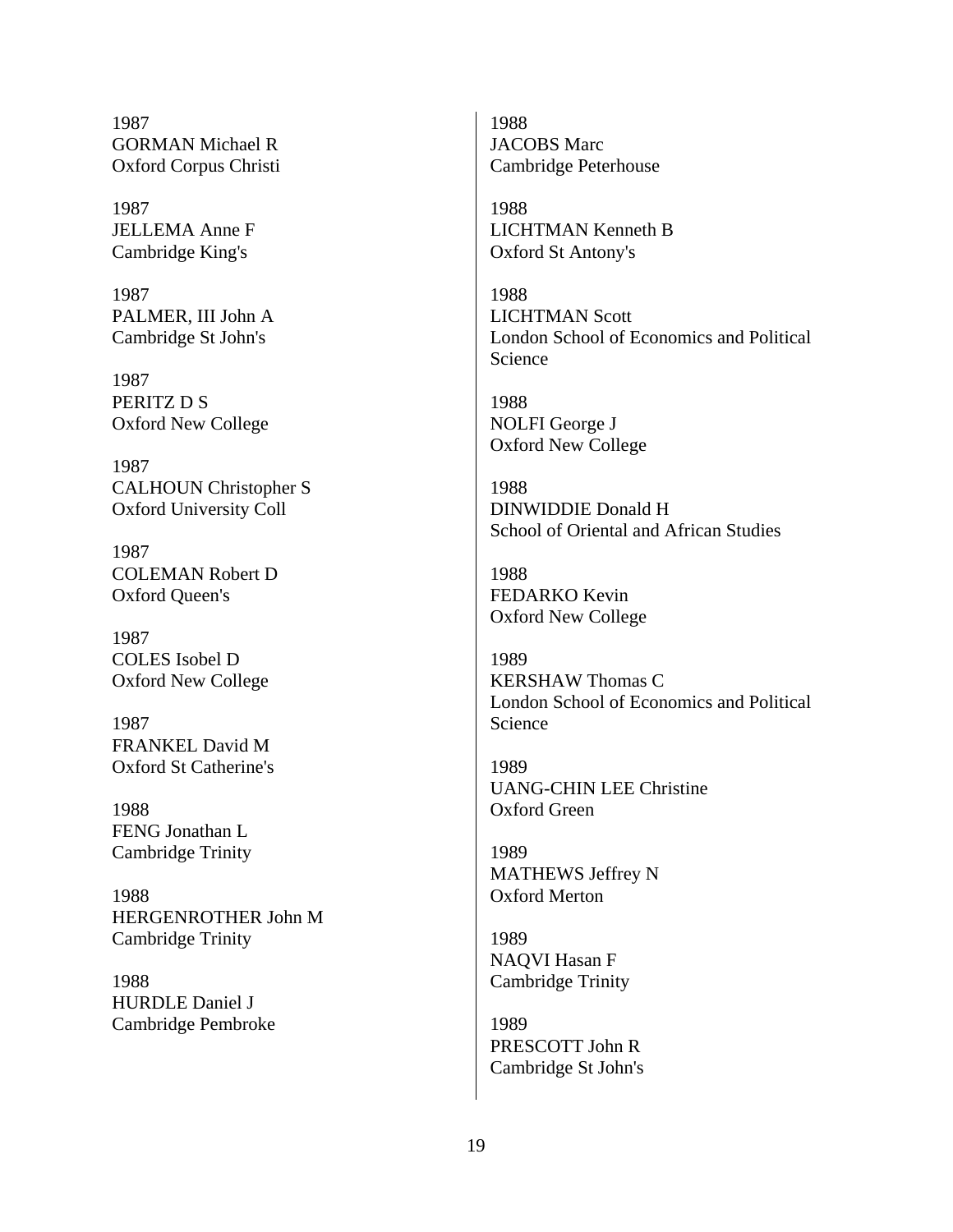1987
GORMAN Michael R
Oxford Corpus Christi

1987
JELLEMA Anne F
Cambridge King's

1987
PALMER, III John A
Cambridge St John's

1987
PERITZ D S
Oxford New College

1987
CALHOUN Christopher S
Oxford University Coll

1987
COLEMAN Robert D
Oxford Queen's

1987
COLES Isobel D
Oxford New College

1987
FRANKEL David M
Oxford St Catherine's

1988
FENG Jonathan L
Cambridge Trinity

1988
HERGENROTHER John M
Cambridge Trinity

1988
HURDLE Daniel J
Cambridge Pembroke

1988
JACOBS Marc
Cambridge Peterhouse

1988
LICHTMAN Kenneth B
Oxford St Antony's

1988
LICHTMAN Scott
London School of Economics and Political Science

1988
NOLFI George J
Oxford New College

1988
DINWIDDIE Donald H
School of Oriental and African Studies

1988
FEDARKO Kevin
Oxford New College

1989
KERSHAW Thomas C
London School of Economics and Political Science

1989
UANG-CHIN LEE Christine
Oxford Green

1989
MATHEWS Jeffrey N
Oxford Merton

1989
NAQVI Hasan F
Cambridge Trinity

1989
PRESCOTT John R
Cambridge St John's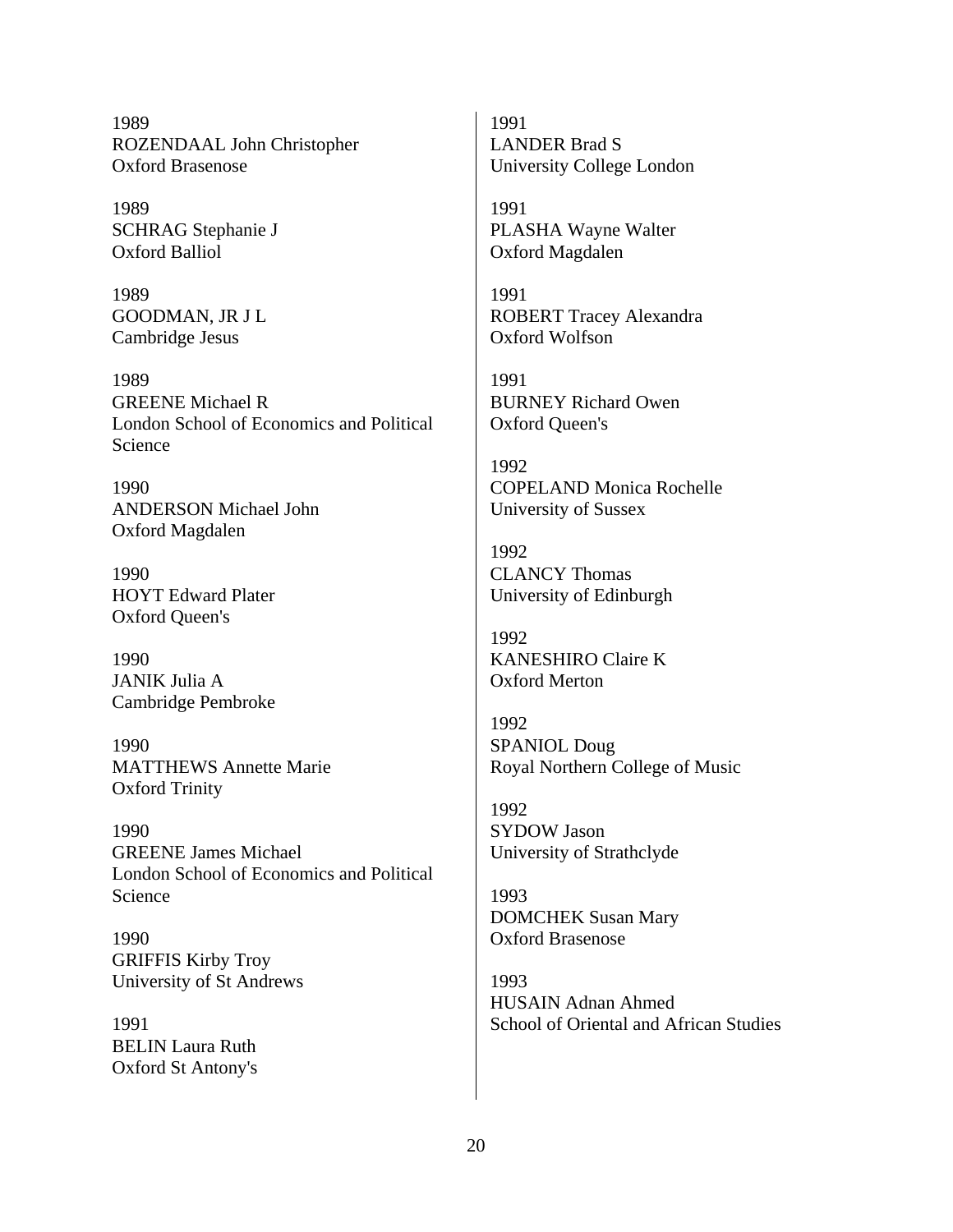1989
ROZENDAAL John Christopher
Oxford Brasenose

1989
SCHRAG Stephanie J
Oxford Balliol

1989
GOODMAN, JR J L
Cambridge Jesus

1989
GREENE Michael R
London School of Economics and Political Science

1990
ANDERSON Michael John
Oxford Magdalen

1990
HOYT Edward Plater
Oxford Queen's

1990
JANIK Julia A
Cambridge Pembroke

1990
MATTHEWS Annette Marie
Oxford Trinity

1990
GREENE James Michael
London School of Economics and Political Science

1990
GRIFFIS Kirby Troy
University of St Andrews

1991
BELIN Laura Ruth
Oxford St Antony's

1991
LANDER Brad S
University College London

1991
PLASHA Wayne Walter
Oxford Magdalen

1991
ROBERT Tracey Alexandra
Oxford Wolfson

1991
BURNEY Richard Owen
Oxford Queen's

1992
COPELAND Monica Rochelle
University of Sussex

1992
CLANCY Thomas
University of Edinburgh

1992
KANESHIRO Claire K
Oxford Merton

1992
SPANIOL Doug
Royal Northern College of Music

1992
SYDOW Jason
University of Strathclyde

1993
DOMCHEK Susan Mary
Oxford Brasenose

1993
HUSAIN Adnan Ahmed
School of Oriental and African Studies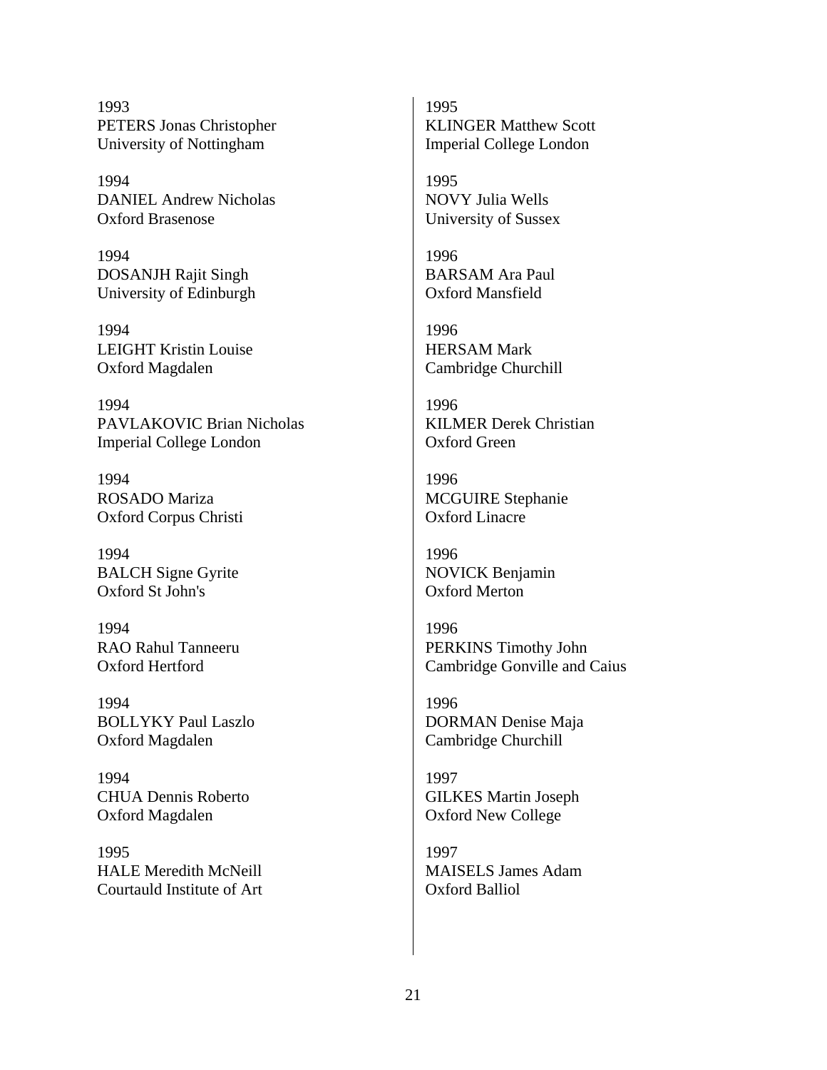1993
PETERS Jonas Christopher
University of Nottingham

1994
DANIEL Andrew Nicholas
Oxford Brasenose

1994
DOSANJH Rajit Singh
University of Edinburgh

1994
LEIGHT Kristin Louise
Oxford Magdalen

1994
PAVLAKOVIC Brian Nicholas
Imperial College London

1994
ROSADO Mariza
Oxford Corpus Christi

1994
BALCH Signe Gyrite
Oxford St John's

1994
RAO Rahul Tanneeru
Oxford Hertford

1994
BOLLYKY Paul Laszlo
Oxford Magdalen

1994
CHUA Dennis Roberto
Oxford Magdalen

1995
HALE Meredith McNeill
Courtauld Institute of Art

1995
KLINGER Matthew Scott
Imperial College London

1995
NOVY Julia Wells
University of Sussex

1996
BARSAM Ara Paul
Oxford Mansfield

1996
HERSAM Mark
Cambridge Churchill

1996
KILMER Derek Christian
Oxford Green

1996
MCGUIRE Stephanie
Oxford Linacre

1996
NOVICK Benjamin
Oxford Merton

1996
PERKINS Timothy John
Cambridge Gonville and Caius

1996
DORMAN Denise Maja
Cambridge Churchill

1997
GILKES Martin Joseph
Oxford New College

1997
MAISELS James Adam
Oxford Balliol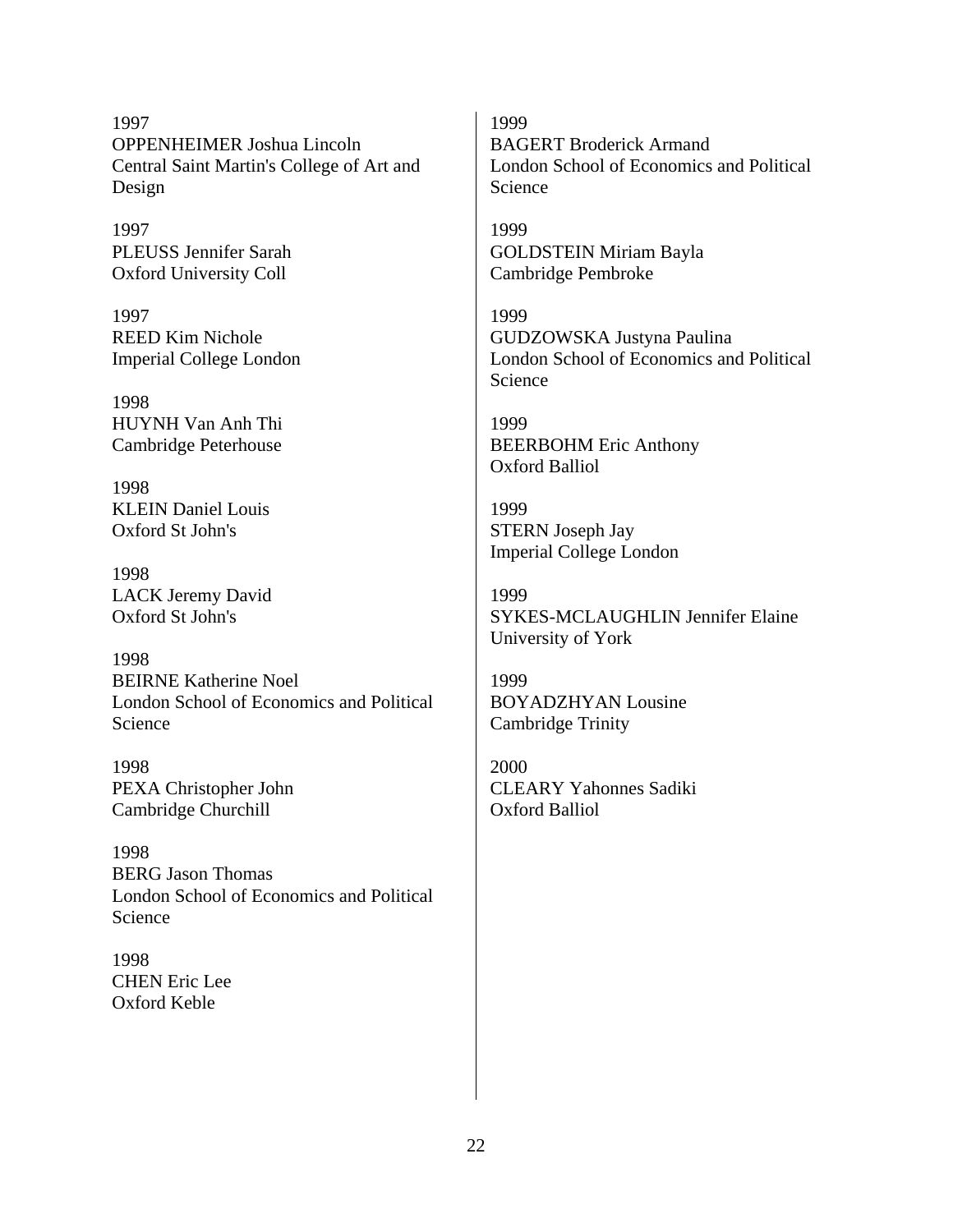1997
OPPENHEIMER Joshua Lincoln
Central Saint Martin's College of Art and Design

1997
PLEUSS Jennifer Sarah
Oxford University Coll

1997
REED Kim Nichole
Imperial College London

1998
HUYNH Van Anh Thi
Cambridge Peterhouse

1998
KLEIN Daniel Louis
Oxford St John's

1998
LACK Jeremy David
Oxford St John's

1998
BEIRNE Katherine Noel
London School of Economics and Political Science

1998
PEXA Christopher John
Cambridge Churchill

1998
BERG Jason Thomas
London School of Economics and Political Science

1998
CHEN Eric Lee
Oxford Keble

1999
BAGERT Broderick Armand
London School of Economics and Political Science

1999
GOLDSTEIN Miriam Bayla
Cambridge Pembroke

1999
GUDZOWSKA Justyna Paulina
London School of Economics and Political Science

1999
BEERBOHM Eric Anthony
Oxford Balliol

1999
STERN Joseph Jay
Imperial College London

1999
SYKES-MCLAUGHLIN Jennifer Elaine
University of York

1999
BOYADZHYAN Lousine
Cambridge Trinity

2000
CLEARY Yahonnes Sadiki
Oxford Balliol